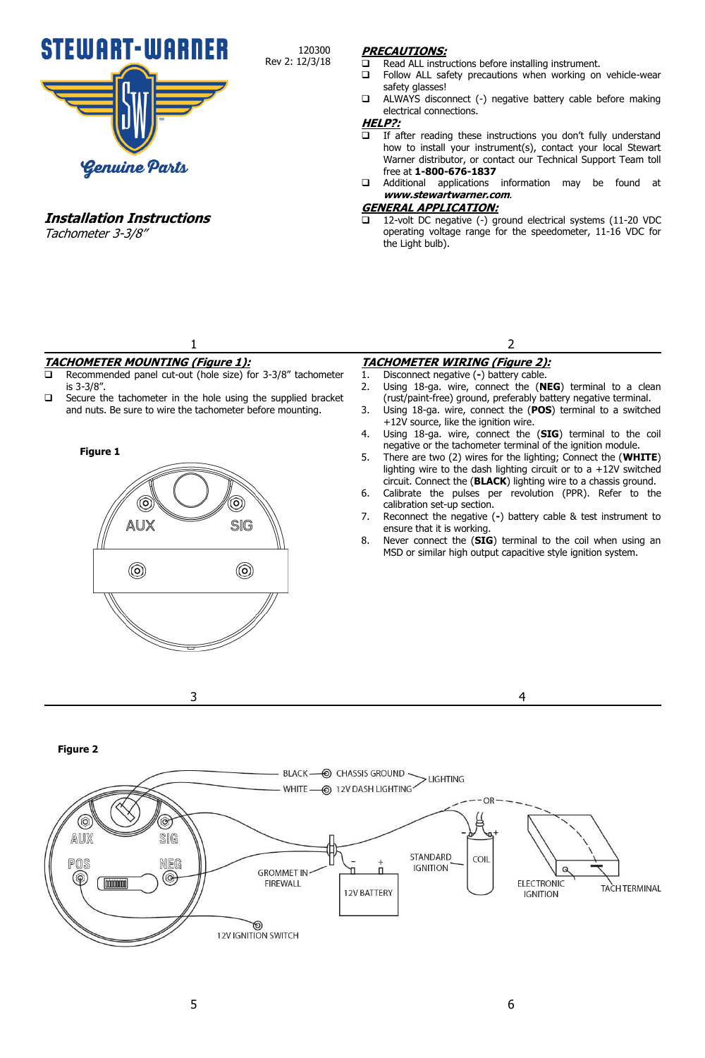**STEWART-WARNER**

*Genuine Parts*

120300
Rev 2: 12/3/18

***Installation Instructions***
*Tachometer 3-3/8"*

## ***PRECAUTIONS:***

- Read ALL instructions before installing instrument.
- Follow ALL safety precautions when working on vehicle-wear safety glasses!
- ALWAYS disconnect (-) negative battery cable before making electrical connections.

## ***HELP?:***

- If after reading these instructions you don't fully understand how to install your instrument(s), contact your local Stewart Warner distributor, or contact our Technical Support Team toll free at **1-800-676-1837**
- Additional applications information may be found at ***www.stewartwarner.com***.

## ***GENERAL APPLICATION:***

- 12-volt DC negative (-) ground electrical systems (11-20 VDC operating voltage range for the speedometer, 11-16 VDC for the Light bulb).

## ***TACHOMETER MOUNTING (Figure 1):***

- Recommended panel cut-out (hole size) for 3-3/8" tachometer is 3-3/8".
- Secure the tachometer in the hole using the supplied bracket and nuts. Be sure to wire the tachometer before mounting.

**Figure 1**

## ***TACHOMETER WIRING (Figure 2):***

1. Disconnect negative (**-**) battery cable.
2. Using 18-ga. wire, connect the (**NEG**) terminal to a clean (rust/paint-free) ground, preferably battery negative terminal.
3. Using 18-ga. wire, connect the (**POS**) terminal to a switched +12V source, like the ignition wire.
4. Using 18-ga. wire, connect the (**SIG**) terminal to the coil negative or the tachometer terminal of the ignition module.
5. There are two (2) wires for the lighting; Connect the (**WHITE**) lighting wire to the dash lighting circuit or to a +12V switched circuit. Connect the (**BLACK**) lighting wire to a chassis ground.
6. Calibrate the pulses per revolution (PPR). Refer to the calibration set-up section.
7. Reconnect the negative (**-**) battery cable & test instrument to ensure that it is working.
8. Never connect the (**SIG**) terminal to the coil when using an MSD or similar high output capacitive style ignition system.

**Figure 2**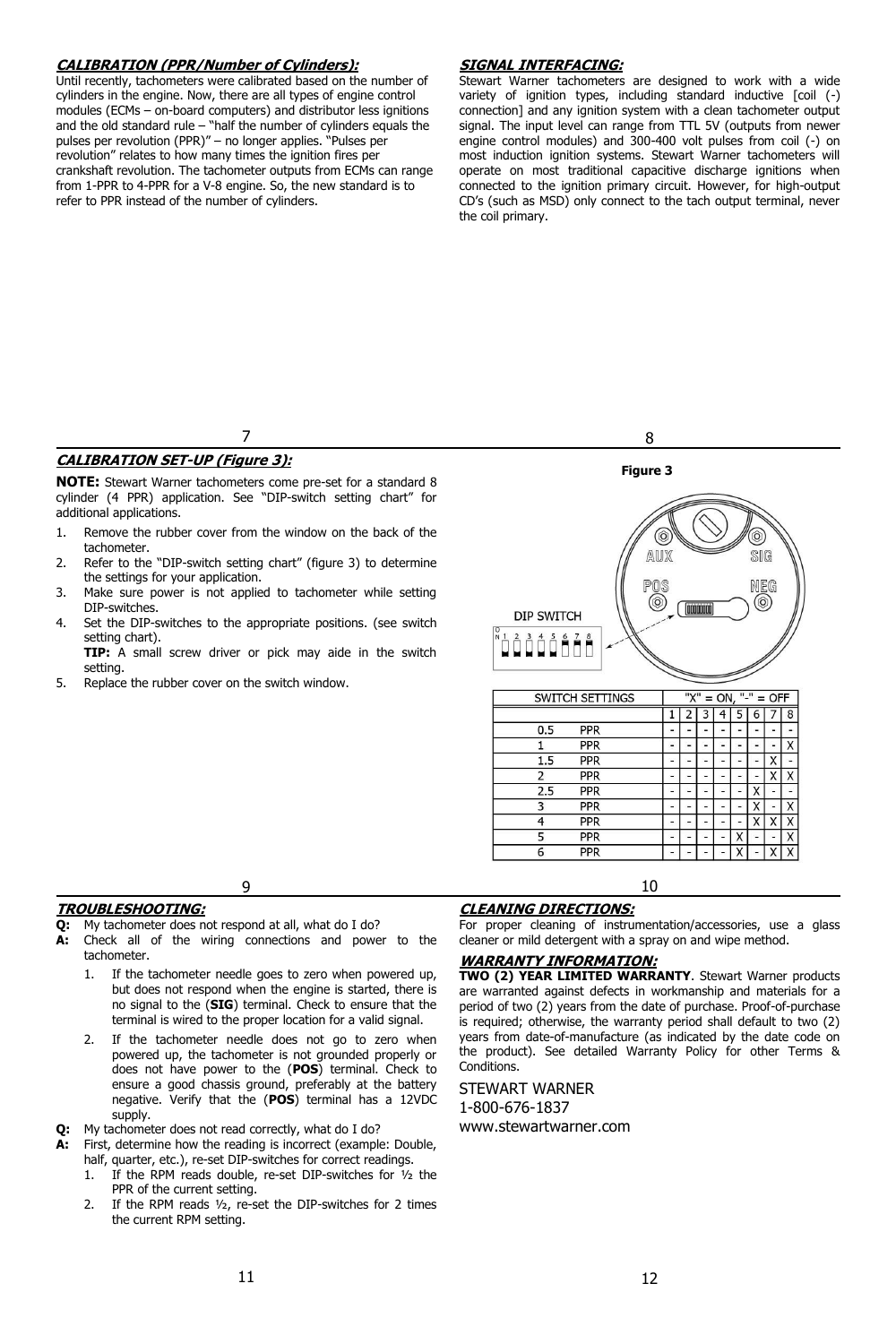### *CALIBRATION (PPR/Number of Cylinders):*

Until recently, tachometers were calibrated based on the number of cylinders in the engine. Now, there are all types of engine control modules (ECMs – on-board computers) and distributor less ignitions and the old standard rule – "half the number of cylinders equals the pulses per revolution (PPR)" – no longer applies. "Pulses per revolution" relates to how many times the ignition fires per crankshaft revolution. The tachometer outputs from ECMs can range from 1-PPR to 4-PPR for a V-8 engine. So, the new standard is to refer to PPR instead of the number of cylinders.

### *SIGNAL INTERFACING:*

Stewart Warner tachometers are designed to work with a wide variety of ignition types, including standard inductive [coil (-) connection] and any ignition system with a clean tachometer output signal. The input level can range from TTL 5V (outputs from newer engine control modules) and 300-400 volt pulses from coil (-) on most induction ignition systems. Stewart Warner tachometers will operate on most traditional capacitive discharge ignitions when connected to the ignition primary circuit. However, for high-output CD's (such as MSD) only connect to the tach output terminal, never the coil primary.

### *CALIBRATION SET-UP (Figure 3):*

**NOTE:** Stewart Warner tachometers come pre-set for a standard 8 cylinder (4 PPR) application. See "DIP-switch setting chart" for additional applications.

1. Remove the rubber cover from the window on the back of the tachometer.
2. Refer to the "DIP-switch setting chart" (figure 3) to determine the settings for your application.
3. Make sure power is not applied to tachometer while setting DIP-switches.
4. Set the DIP-switches to the appropriate positions. (see switch setting chart).
   **TIP:** A small screw driver or pick may aide in the switch setting.
5. Replace the rubber cover on the switch window.

**Figure 3**

AUX
SIG
POS
NEG
DIP SWITCH
ON 1 2 3 4 5 6 7 8

| SWITCH SETTINGS | | "X" = ON, "-" = OFF | | | | | | | |
|---|---|---|---|---|---|---|---|---|---|
| | | 1 | 2 | 3 | 4 | 5 | 6 | 7 | 8 |
| 0.5 | PPR | - | - | - | - | - | - | - | - |
| 1 | PPR | - | - | - | - | - | - | - | X |
| 1.5 | PPR | - | - | - | - | - | - | X | - |
| 2 | PPR | - | - | - | - | - | - | X | X |
| 2.5 | PPR | - | - | - | - | - | X | - | - |
| 3 | PPR | - | - | - | - | - | X | - | X |
| 4 | PPR | - | - | - | - | - | X | X | X |
| 5 | PPR | - | - | - | - | X | - | - | X |
| 6 | PPR | - | - | - | - | X | - | X | X |

### *TROUBLESHOOTING:*

**Q:** My tachometer does not respond at all, what do I do?
**A:** Check all of the wiring connections and power to the tachometer.

1. If the tachometer needle goes to zero when powered up, but does not respond when the engine is started, there is no signal to the (**SIG**) terminal. Check to ensure that the terminal is wired to the proper location for a valid signal.
2. If the tachometer needle does not go to zero when powered up, the tachometer is not grounded properly or does not have power to the (**POS**) terminal. Check to ensure a good chassis ground, preferably at the battery negative. Verify that the (**POS**) terminal has a 12VDC supply.

**Q:** My tachometer does not read correctly, what do I do?
**A:** First, determine how the reading is incorrect (example: Double, half, quarter, etc.), re-set DIP-switches for correct readings.

1. If the RPM reads double, re-set DIP-switches for ½ the PPR of the current setting.
2. If the RPM reads ½, re-set the DIP-switches for 2 times the current RPM setting.

### *CLEANING DIRECTIONS:*

For proper cleaning of instrumentation/accessories, use a glass cleaner or mild detergent with a spray on and wipe method.

### *WARRANTY INFORMATION:*

**TWO (2) YEAR LIMITED WARRANTY**. Stewart Warner products are warranted against defects in workmanship and materials for a period of two (2) years from the date of purchase. Proof-of-purchase is required; otherwise, the warranty period shall default to two (2) years from date-of-manufacture (as indicated by the date code on the product). See detailed Warranty Policy for other Terms & Conditions.

STEWART WARNER
1-800-676-1837
www.stewartwarner.com